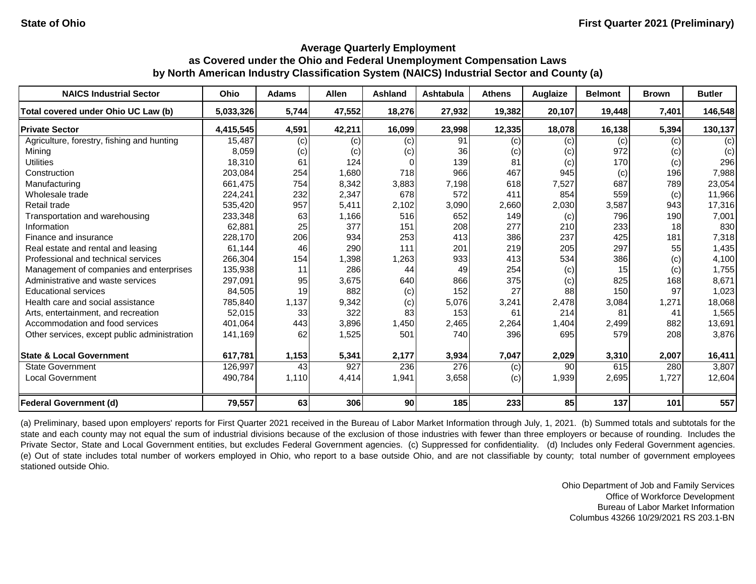State of Ohio

First Quarter 2021 (Preliminary)

## Average Quarterly Employment as Covered under the Ohio and Federal Unemployment Compensation Laws by North American Industry Classification System (NAICS) Industrial Sector and County (a)

| NAICS Industrial Sector | Ohio | Adams | Allen | Ashland | Ashtabula | Athens | Auglaize | Belmont | Brown | Butler |
|---|---|---|---|---|---|---|---|---|---|---|
| **Total covered under Ohio UC Law (b)** | **5,033,326** | **5,744** | **47,552** | **18,276** | **27,932** | **19,382** | **20,107** | **19,448** | **7,401** | **146,548** |
| **Private Sector** | **4,415,545** | **4,591** | **42,211** | **16,099** | **23,998** | **12,335** | **18,078** | **16,138** | **5,394** | **130,137** |
| Agriculture, forestry, fishing and hunting | 15,487 | (c) | (c) | (c) | 91 | (c) | (c) | (c) | (c) | (c) |
| Mining | 8,059 | (c) | (c) | (c) | 36 | (c) | (c) | 972 | (c) | (c) |
| Utilities | 18,310 | 61 | 124 | 0 | 139 | 81 | (c) | 170 | (c) | 296 |
| Construction | 203,084 | 254 | 1,680 | 718 | 966 | 467 | 945 | (c) | 196 | 7,988 |
| Manufacturing | 661,475 | 754 | 8,342 | 3,883 | 7,198 | 618 | 7,527 | 687 | 789 | 23,054 |
| Wholesale trade | 224,241 | 232 | 2,347 | 678 | 572 | 411 | 854 | 559 | (c) | 11,966 |
| Retail trade | 535,420 | 957 | 5,411 | 2,102 | 3,090 | 2,660 | 2,030 | 3,587 | 943 | 17,316 |
| Transportation and warehousing | 233,348 | 63 | 1,166 | 516 | 652 | 149 | (c) | 796 | 190 | 7,001 |
| Information | 62,881 | 25 | 377 | 151 | 208 | 277 | 210 | 233 | 18 | 830 |
| Finance and insurance | 228,170 | 206 | 934 | 253 | 413 | 386 | 237 | 425 | 181 | 7,318 |
| Real estate and rental and leasing | 61,144 | 46 | 290 | 111 | 201 | 219 | 205 | 297 | 55 | 1,435 |
| Professional and technical services | 266,304 | 154 | 1,398 | 1,263 | 933 | 413 | 534 | 386 | (c) | 4,100 |
| Management of companies and enterprises | 135,938 | 11 | 286 | 44 | 49 | 254 | (c) | 15 | (c) | 1,755 |
| Administrative and waste services | 297,091 | 95 | 3,675 | 640 | 866 | 375 | (c) | 825 | 168 | 8,671 |
| Educational services | 84,505 | 19 | 882 | (c) | 152 | 27 | 88 | 150 | 97 | 1,023 |
| Health care and social assistance | 785,840 | 1,137 | 9,342 | (c) | 5,076 | 3,241 | 2,478 | 3,084 | 1,271 | 18,068 |
| Arts, entertainment, and recreation | 52,015 | 33 | 322 | 83 | 153 | 61 | 214 | 81 | 41 | 1,565 |
| Accommodation and food services | 401,064 | 443 | 3,896 | 1,450 | 2,465 | 2,264 | 1,404 | 2,499 | 882 | 13,691 |
| Other services, except public administration | 141,169 | 62 | 1,525 | 501 | 740 | 396 | 695 | 579 | 208 | 3,876 |
| **State & Local Government** | **617,781** | **1,153** | **5,341** | **2,177** | **3,934** | **7,047** | **2,029** | **3,310** | **2,007** | **16,411** |
| State Government | 126,997 | 43 | 927 | 236 | 276 | (c) | 90 | 615 | 280 | 3,807 |
| Local Government | 490,784 | 1,110 | 4,414 | 1,941 | 3,658 | (c) | 1,939 | 2,695 | 1,727 | 12,604 |
| **Federal Government (d)** | **79,557** | **63** | **306** | **90** | **185** | **233** | **85** | **137** | **101** | **557** |

(a) Preliminary, based upon employers' reports for First Quarter 2021 received in the Bureau of Labor Market Information through July, 1, 2021. (b) Summed totals and subtotals for the state and each county may not equal the sum of industrial divisions because of the exclusion of those industries with fewer than three employers or because of rounding. Includes the Private Sector, State and Local Government entities, but excludes Federal Government agencies. (c) Suppressed for confidentiality. (d) Includes only Federal Government agencies. (e) Out of state includes total number of workers employed in Ohio, who report to a base outside Ohio, and are not classifiable by county; total number of government employees stationed outside Ohio.

Ohio Department of Job and Family Services
Office of Workforce Development
Bureau of Labor Market Information
Columbus 43266 10/29/2021 RS 203.1-BN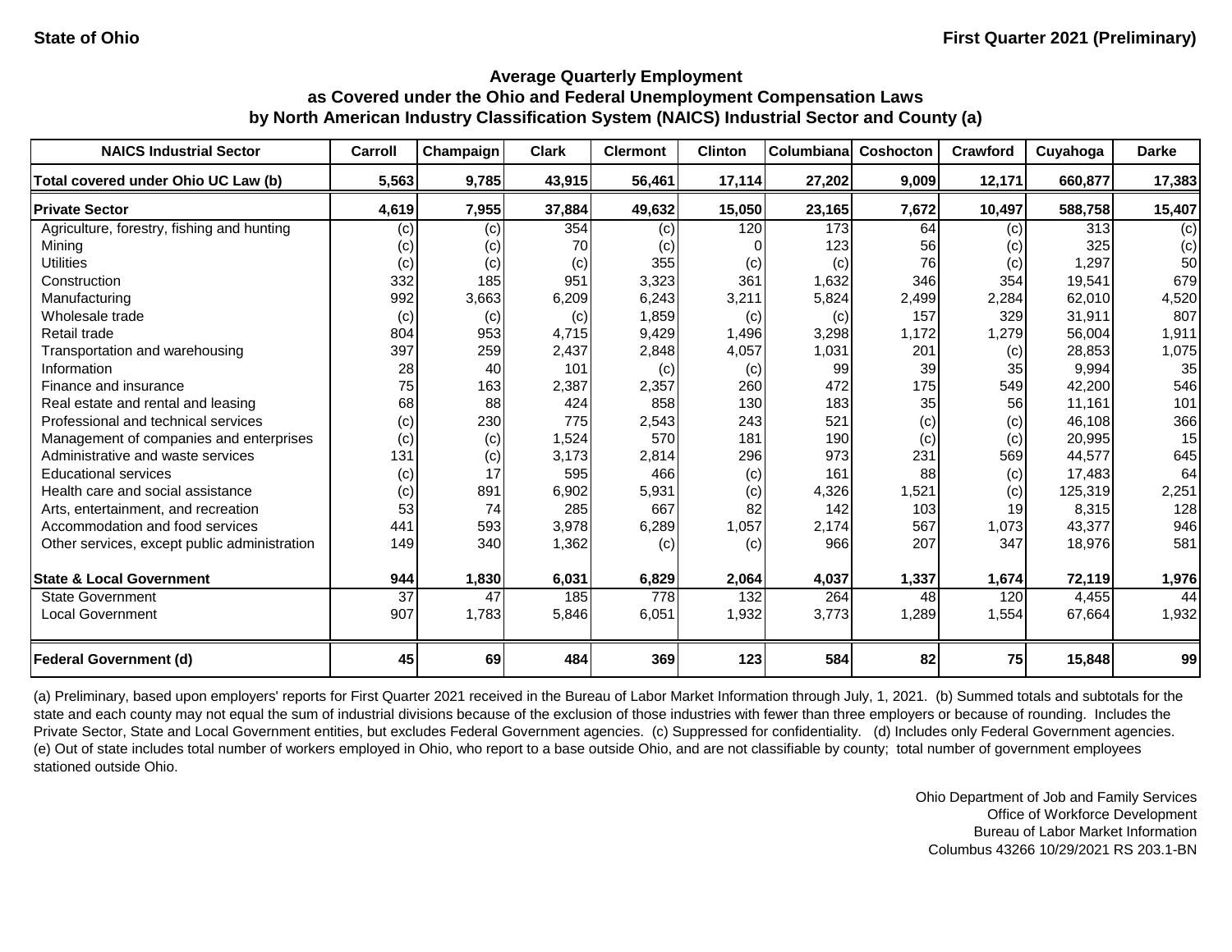# Average Quarterly Employment as Covered under the Ohio and Federal Unemployment Compensation Laws by North American Industry Classification System (NAICS) Industrial Sector and County (a)

State of Ohio — First Quarter 2021 (Preliminary)

| NAICS Industrial Sector | Carroll | Champaign | Clark | Clermont | Clinton | Columbiana | Coshocton | Crawford | Cuyahoga | Darke |
|---|---|---|---|---|---|---|---|---|---|---|
| **Total covered under Ohio UC Law (b)** | **5,563** | **9,785** | **43,915** | **56,461** | **17,114** | **27,202** | **9,009** | **12,171** | **660,877** | **17,383** |
| **Private Sector** | **4,619** | **7,955** | **37,884** | **49,632** | **15,050** | **23,165** | **7,672** | **10,497** | **588,758** | **15,407** |
| Agriculture, forestry, fishing and hunting | (c) | (c) | 354 | (c) | 120 | 173 | 64 | (c) | 313 | (c) |
| Mining | (c) | (c) | 70 | (c) | 0 | 123 | 56 | (c) | 325 | (c) |
| Utilities | (c) | (c) | (c) | 355 | (c) | (c) | 76 | (c) | 1,297 | 50 |
| Construction | 332 | 185 | 951 | 3,323 | 361 | 1,632 | 346 | 354 | 19,541 | 679 |
| Manufacturing | 992 | 3,663 | 6,209 | 6,243 | 3,211 | 5,824 | 2,499 | 2,284 | 62,010 | 4,520 |
| Wholesale trade | (c) | (c) | (c) | 1,859 | (c) | (c) | 157 | 329 | 31,911 | 807 |
| Retail trade | 804 | 953 | 4,715 | 9,429 | 1,496 | 3,298 | 1,172 | 1,279 | 56,004 | 1,911 |
| Transportation and warehousing | 397 | 259 | 2,437 | 2,848 | 4,057 | 1,031 | 201 | (c) | 28,853 | 1,075 |
| Information | 28 | 40 | 101 | (c) | (c) | 99 | 39 | 35 | 9,994 | 35 |
| Finance and insurance | 75 | 163 | 2,387 | 2,357 | 260 | 472 | 175 | 549 | 42,200 | 546 |
| Real estate and rental and leasing | 68 | 88 | 424 | 858 | 130 | 183 | 35 | 56 | 11,161 | 101 |
| Professional and technical services | (c) | 230 | 775 | 2,543 | 243 | 521 | (c) | (c) | 46,108 | 366 |
| Management of companies and enterprises | (c) | (c) | 1,524 | 570 | 181 | 190 | (c) | (c) | 20,995 | 15 |
| Administrative and waste services | 131 | (c) | 3,173 | 2,814 | 296 | 973 | 231 | 569 | 44,577 | 645 |
| Educational services | (c) | 17 | 595 | 466 | (c) | 161 | 88 | (c) | 17,483 | 64 |
| Health care and social assistance | (c) | 891 | 6,902 | 5,931 | (c) | 4,326 | 1,521 | (c) | 125,319 | 2,251 |
| Arts, entertainment, and recreation | 53 | 74 | 285 | 667 | 82 | 142 | 103 | 19 | 8,315 | 128 |
| Accommodation and food services | 441 | 593 | 3,978 | 6,289 | 1,057 | 2,174 | 567 | 1,073 | 43,377 | 946 |
| Other services, except public administration | 149 | 340 | 1,362 | (c) | (c) | 966 | 207 | 347 | 18,976 | 581 |
| **State & Local Government** | **944** | **1,830** | **6,031** | **6,829** | **2,064** | **4,037** | **1,337** | **1,674** | **72,119** | **1,976** |
| State Government | 37 | 47 | 185 | 778 | 132 | 264 | 48 | 120 | 4,455 | 44 |
| Local Government | 907 | 1,783 | 5,846 | 6,051 | 1,932 | 3,773 | 1,289 | 1,554 | 67,664 | 1,932 |
| **Federal Government (d)** | **45** | **69** | **484** | **369** | **123** | **584** | **82** | **75** | **15,848** | **99** |

(a) Preliminary, based upon employers' reports for First Quarter 2021 received in the Bureau of Labor Market Information through July, 1, 2021. (b) Summed totals and subtotals for the state and each county may not equal the sum of industrial divisions because of the exclusion of those industries with fewer than three employers or because of rounding. Includes the Private Sector, State and Local Government entities, but excludes Federal Government agencies. (c) Suppressed for confidentiality. (d) Includes only Federal Government agencies. (e) Out of state includes total number of workers employed in Ohio, who report to a base outside Ohio, and are not classifiable by county; total number of government employees stationed outside Ohio.

Ohio Department of Job and Family Services
Office of Workforce Development
Bureau of Labor Market Information
Columbus 43266 10/29/2021 RS 203.1-BN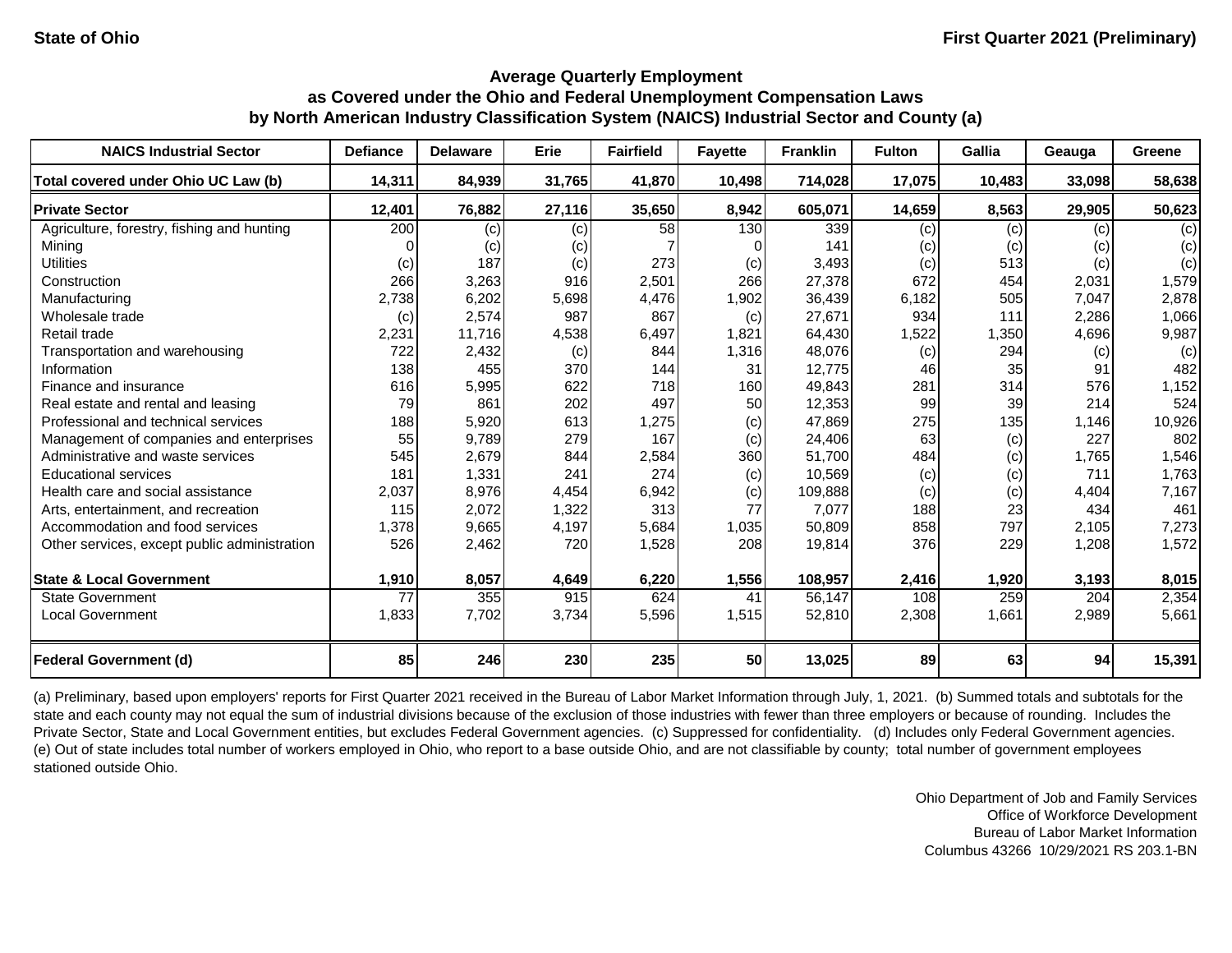State of Ohio | First Quarter 2021 (Preliminary)

### Average Quarterly Employment as Covered under the Ohio and Federal Unemployment Compensation Laws by North American Industry Classification System (NAICS) Industrial Sector and County (a)

| NAICS Industrial Sector | Defiance | Delaware | Erie | Fairfield | Fayette | Franklin | Fulton | Gallia | Geauga | Greene |
|---|---|---|---|---|---|---|---|---|---|---|
| **Total covered under Ohio UC Law (b)** | **14,311** | **84,939** | **31,765** | **41,870** | **10,498** | **714,028** | **17,075** | **10,483** | **33,098** | **58,638** |
| **Private Sector** | **12,401** | **76,882** | **27,116** | **35,650** | **8,942** | **605,071** | **14,659** | **8,563** | **29,905** | **50,623** |
| Agriculture, forestry, fishing and hunting | 200 | (c) | (c) | 58 | 130 | 339 | (c) | (c) | (c) | (c) |
| Mining | 0 | (c) | (c) | 7 | 0 | 141 | (c) | (c) | (c) | (c) |
| Utilities | (c) | 187 | (c) | 273 | (c) | 3,493 | (c) | 513 | (c) | (c) |
| Construction | 266 | 3,263 | 916 | 2,501 | 266 | 27,378 | 672 | 454 | 2,031 | 1,579 |
| Manufacturing | 2,738 | 6,202 | 5,698 | 4,476 | 1,902 | 36,439 | 6,182 | 505 | 7,047 | 2,878 |
| Wholesale trade | (c) | 2,574 | 987 | 867 | (c) | 27,671 | 934 | 111 | 2,286 | 1,066 |
| Retail trade | 2,231 | 11,716 | 4,538 | 6,497 | 1,821 | 64,430 | 1,522 | 1,350 | 4,696 | 9,987 |
| Transportation and warehousing | 722 | 2,432 | (c) | 844 | 1,316 | 48,076 | (c) | 294 | (c) | (c) |
| Information | 138 | 455 | 370 | 144 | 31 | 12,775 | 46 | 35 | 91 | 482 |
| Finance and insurance | 616 | 5,995 | 622 | 718 | 160 | 49,843 | 281 | 314 | 576 | 1,152 |
| Real estate and rental and leasing | 79 | 861 | 202 | 497 | 50 | 12,353 | 99 | 39 | 214 | 524 |
| Professional and technical services | 188 | 5,920 | 613 | 1,275 | (c) | 47,869 | 275 | 135 | 1,146 | 10,926 |
| Management of companies and enterprises | 55 | 9,789 | 279 | 167 | (c) | 24,406 | 63 | (c) | 227 | 802 |
| Administrative and waste services | 545 | 2,679 | 844 | 2,584 | 360 | 51,700 | 484 | (c) | 1,765 | 1,546 |
| Educational services | 181 | 1,331 | 241 | 274 | (c) | 10,569 | (c) | (c) | 711 | 1,763 |
| Health care and social assistance | 2,037 | 8,976 | 4,454 | 6,942 | (c) | 109,888 | (c) | (c) | 4,404 | 7,167 |
| Arts, entertainment, and recreation | 115 | 2,072 | 1,322 | 313 | 77 | 7,077 | 188 | 23 | 434 | 461 |
| Accommodation and food services | 1,378 | 9,665 | 4,197 | 5,684 | 1,035 | 50,809 | 858 | 797 | 2,105 | 7,273 |
| Other services, except public administration | 526 | 2,462 | 720 | 1,528 | 208 | 19,814 | 376 | 229 | 1,208 | 1,572 |
| **State & Local Government** | **1,910** | **8,057** | **4,649** | **6,220** | **1,556** | **108,957** | **2,416** | **1,920** | **3,193** | **8,015** |
| State Government | 77 | 355 | 915 | 624 | 41 | 56,147 | 108 | 259 | 204 | 2,354 |
| Local Government | 1,833 | 7,702 | 3,734 | 5,596 | 1,515 | 52,810 | 2,308 | 1,661 | 2,989 | 5,661 |
| **Federal Government (d)** | **85** | **246** | **230** | **235** | **50** | **13,025** | **89** | **63** | **94** | **15,391** |

(a) Preliminary, based upon employers' reports for First Quarter 2021 received in the Bureau of Labor Market Information through July, 1, 2021. (b) Summed totals and subtotals for the state and each county may not equal the sum of industrial divisions because of the exclusion of those industries with fewer than three employers or because of rounding. Includes the Private Sector, State and Local Government entities, but excludes Federal Government agencies. (c) Suppressed for confidentiality. (d) Includes only Federal Government agencies. (e) Out of state includes total number of workers employed in Ohio, who report to a base outside Ohio, and are not classifiable by county; total number of government employees stationed outside Ohio.

Ohio Department of Job and Family Services
Office of Workforce Development
Bureau of Labor Market Information
Columbus 43266 10/29/2021 RS 203.1-BN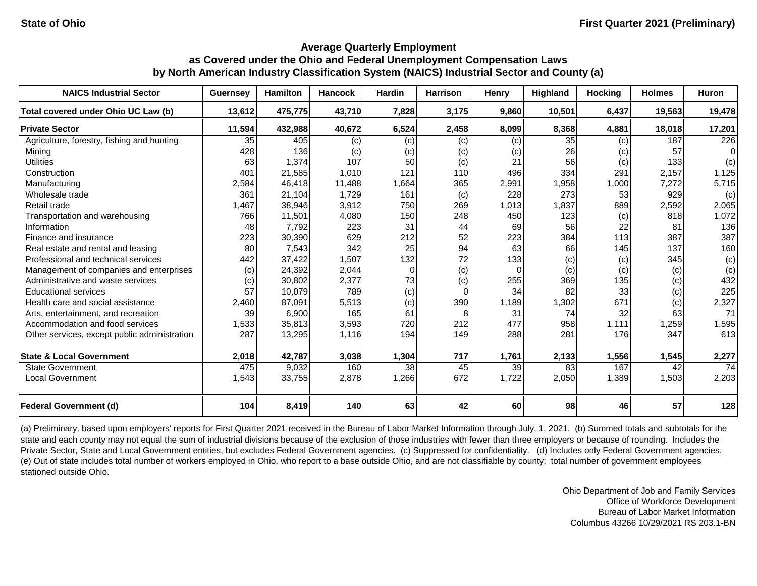**State of Ohio** | **First Quarter 2021 (Preliminary)**

### Average Quarterly Employment as Covered under the Ohio and Federal Unemployment Compensation Laws by North American Industry Classification System (NAICS) Industrial Sector and County (a)

| NAICS Industrial Sector | Guernsey | Hamilton | Hancock | Hardin | Harrison | Henry | Highland | Hocking | Holmes | Huron |
|---|---|---|---|---|---|---|---|---|---|---|
| **Total covered under Ohio UC Law (b)** | **13,612** | **475,775** | **43,710** | **7,828** | **3,175** | **9,860** | **10,501** | **6,437** | **19,563** | **19,478** |
| **Private Sector** | **11,594** | **432,988** | **40,672** | **6,524** | **2,458** | **8,099** | **8,368** | **4,881** | **18,018** | **17,201** |
| Agriculture, forestry, fishing and hunting | 35 | 405 | (c) | (c) | (c) | (c) | 35 | (c) | 187 | 226 |
| Mining | 428 | 136 | (c) | (c) | (c) | (c) | 26 | (c) | 57 | 0 |
| Utilities | 63 | 1,374 | 107 | 50 | (c) | 21 | 56 | (c) | 133 | (c) |
| Construction | 401 | 21,585 | 1,010 | 121 | 110 | 496 | 334 | 291 | 2,157 | 1,125 |
| Manufacturing | 2,584 | 46,418 | 11,488 | 1,664 | 365 | 2,991 | 1,958 | 1,000 | 7,272 | 5,715 |
| Wholesale trade | 361 | 21,104 | 1,729 | 161 | (c) | 228 | 273 | 53 | 929 | (c) |
| Retail trade | 1,467 | 38,946 | 3,912 | 750 | 269 | 1,013 | 1,837 | 889 | 2,592 | 2,065 |
| Transportation and warehousing | 766 | 11,501 | 4,080 | 150 | 248 | 450 | 123 | (c) | 818 | 1,072 |
| Information | 48 | 7,792 | 223 | 31 | 44 | 69 | 56 | 22 | 81 | 136 |
| Finance and insurance | 223 | 30,390 | 629 | 212 | 52 | 223 | 384 | 113 | 387 | 387 |
| Real estate and rental and leasing | 80 | 7,543 | 342 | 25 | 94 | 63 | 66 | 145 | 137 | 160 |
| Professional and technical services | 442 | 37,422 | 1,507 | 132 | 72 | 133 | (c) | (c) | 345 | (c) |
| Management of companies and enterprises | (c) | 24,392 | 2,044 | 0 | (c) | 0 | (c) | (c) | (c) | (c) |
| Administrative and waste services | (c) | 30,802 | 2,377 | 73 | (c) | 255 | 369 | 135 | (c) | 432 |
| Educational services | 57 | 10,079 | 789 | (c) | 0 | 34 | 82 | 33 | (c) | 225 |
| Health care and social assistance | 2,460 | 87,091 | 5,513 | (c) | 390 | 1,189 | 1,302 | 671 | (c) | 2,327 |
| Arts, entertainment, and recreation | 39 | 6,900 | 165 | 61 | 8 | 31 | 74 | 32 | 63 | 71 |
| Accommodation and food services | 1,533 | 35,813 | 3,593 | 720 | 212 | 477 | 958 | 1,111 | 1,259 | 1,595 |
| Other services, except public administration | 287 | 13,295 | 1,116 | 194 | 149 | 288 | 281 | 176 | 347 | 613 |
| **State & Local Government** | **2,018** | **42,787** | **3,038** | **1,304** | **717** | **1,761** | **2,133** | **1,556** | **1,545** | **2,277** |
| State Government | 475 | 9,032 | 160 | 38 | 45 | 39 | 83 | 167 | 42 | 74 |
| Local Government | 1,543 | 33,755 | 2,878 | 1,266 | 672 | 1,722 | 2,050 | 1,389 | 1,503 | 2,203 |
| **Federal Government (d)** | **104** | **8,419** | **140** | **63** | **42** | **60** | **98** | **46** | **57** | **128** |

(a) Preliminary, based upon employers' reports for First Quarter 2021 received in the Bureau of Labor Market Information through July, 1, 2021. (b) Summed totals and subtotals for the state and each county may not equal the sum of industrial divisions because of the exclusion of those industries with fewer than three employers or because of rounding. Includes the Private Sector, State and Local Government entities, but excludes Federal Government agencies. (c) Suppressed for confidentiality. (d) Includes only Federal Government agencies. (e) Out of state includes total number of workers employed in Ohio, who report to a base outside Ohio, and are not classifiable by county; total number of government employees stationed outside Ohio.

Ohio Department of Job and Family Services
Office of Workforce Development
Bureau of Labor Market Information
Columbus 43266 10/29/2021 RS 203.1-BN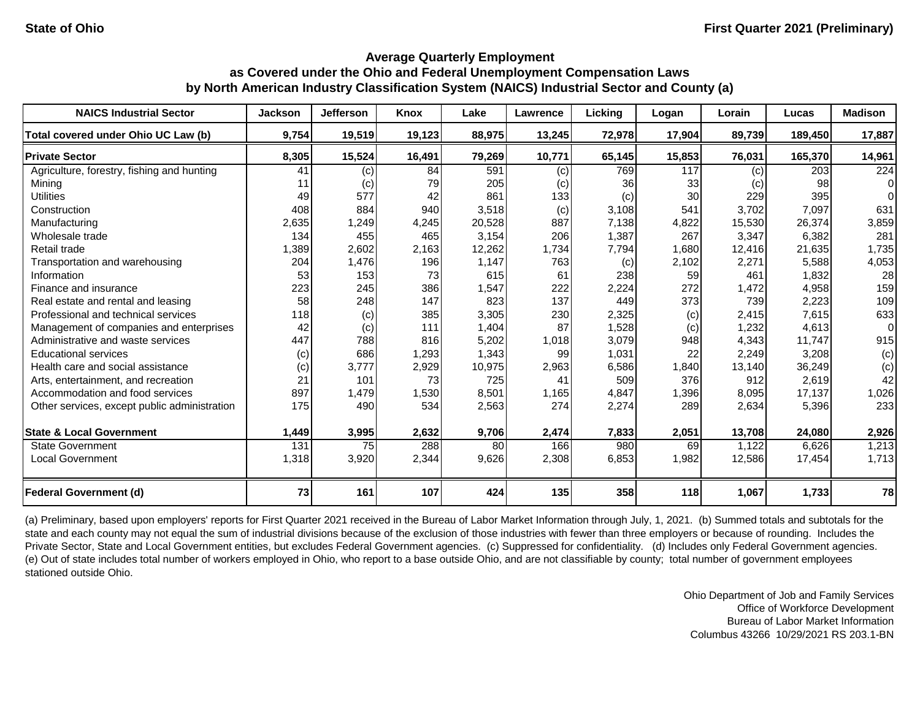State of Ohio

First Quarter 2021 (Preliminary)

### Average Quarterly Employment as Covered under the Ohio and Federal Unemployment Compensation Laws by North American Industry Classification System (NAICS) Industrial Sector and County (a)

| NAICS Industrial Sector | Jackson | Jefferson | Knox | Lake | Lawrence | Licking | Logan | Lorain | Lucas | Madison |
|---|---|---|---|---|---|---|---|---|---|---|
| **Total covered under Ohio UC Law (b)** | **9,754** | **19,519** | **19,123** | **88,975** | **13,245** | **72,978** | **17,904** | **89,739** | **189,450** | **17,887** |
| **Private Sector** | **8,305** | **15,524** | **16,491** | **79,269** | **10,771** | **65,145** | **15,853** | **76,031** | **165,370** | **14,961** |
| Agriculture, forestry, fishing and hunting | 41 | (c) | 84 | 591 | (c) | 769 | 117 | (c) | 203 | 224 |
| Mining | 11 | (c) | 79 | 205 | (c) | 36 | 33 | (c) | 98 | 0 |
| Utilities | 49 | 577 | 42 | 861 | 133 | (c) | 30 | 229 | 395 | 0 |
| Construction | 408 | 884 | 940 | 3,518 | (c) | 3,108 | 541 | 3,702 | 7,097 | 631 |
| Manufacturing | 2,635 | 1,249 | 4,245 | 20,528 | 887 | 7,138 | 4,822 | 15,530 | 26,374 | 3,859 |
| Wholesale trade | 134 | 455 | 465 | 3,154 | 206 | 1,387 | 267 | 3,347 | 6,382 | 281 |
| Retail trade | 1,389 | 2,602 | 2,163 | 12,262 | 1,734 | 7,794 | 1,680 | 12,416 | 21,635 | 1,735 |
| Transportation and warehousing | 204 | 1,476 | 196 | 1,147 | 763 | (c) | 2,102 | 2,271 | 5,588 | 4,053 |
| Information | 53 | 153 | 73 | 615 | 61 | 238 | 59 | 461 | 1,832 | 28 |
| Finance and insurance | 223 | 245 | 386 | 1,547 | 222 | 2,224 | 272 | 1,472 | 4,958 | 159 |
| Real estate and rental and leasing | 58 | 248 | 147 | 823 | 137 | 449 | 373 | 739 | 2,223 | 109 |
| Professional and technical services | 118 | (c) | 385 | 3,305 | 230 | 2,325 | (c) | 2,415 | 7,615 | 633 |
| Management of companies and enterprises | 42 | (c) | 111 | 1,404 | 87 | 1,528 | (c) | 1,232 | 4,613 | 0 |
| Administrative and waste services | 447 | 788 | 816 | 5,202 | 1,018 | 3,079 | 948 | 4,343 | 11,747 | 915 |
| Educational services | (c) | 686 | 1,293 | 1,343 | 99 | 1,031 | 22 | 2,249 | 3,208 | (c) |
| Health care and social assistance | (c) | 3,777 | 2,929 | 10,975 | 2,963 | 6,586 | 1,840 | 13,140 | 36,249 | (c) |
| Arts, entertainment, and recreation | 21 | 101 | 73 | 725 | 41 | 509 | 376 | 912 | 2,619 | 42 |
| Accommodation and food services | 897 | 1,479 | 1,530 | 8,501 | 1,165 | 4,847 | 1,396 | 8,095 | 17,137 | 1,026 |
| Other services, except public administration | 175 | 490 | 534 | 2,563 | 274 | 2,274 | 289 | 2,634 | 5,396 | 233 |
| **State & Local Government** | **1,449** | **3,995** | **2,632** | **9,706** | **2,474** | **7,833** | **2,051** | **13,708** | **24,080** | **2,926** |
| State Government | 131 | 75 | 288 | 80 | 166 | 980 | 69 | 1,122 | 6,626 | 1,213 |
| Local Government | 1,318 | 3,920 | 2,344 | 9,626 | 2,308 | 6,853 | 1,982 | 12,586 | 17,454 | 1,713 |
| **Federal Government (d)** | **73** | **161** | **107** | **424** | **135** | **358** | **118** | **1,067** | **1,733** | **78** |

(a) Preliminary, based upon employers' reports for First Quarter 2021 received in the Bureau of Labor Market Information through July, 1, 2021. (b) Summed totals and subtotals for the state and each county may not equal the sum of industrial divisions because of the exclusion of those industries with fewer than three employers or because of rounding. Includes the Private Sector, State and Local Government entities, but excludes Federal Government agencies. (c) Suppressed for confidentiality. (d) Includes only Federal Government agencies. (e) Out of state includes total number of workers employed in Ohio, who report to a base outside Ohio, and are not classifiable by county; total number of government employees stationed outside Ohio.

Ohio Department of Job and Family Services
Office of Workforce Development
Bureau of Labor Market Information
Columbus 43266 10/29/2021 RS 203.1-BN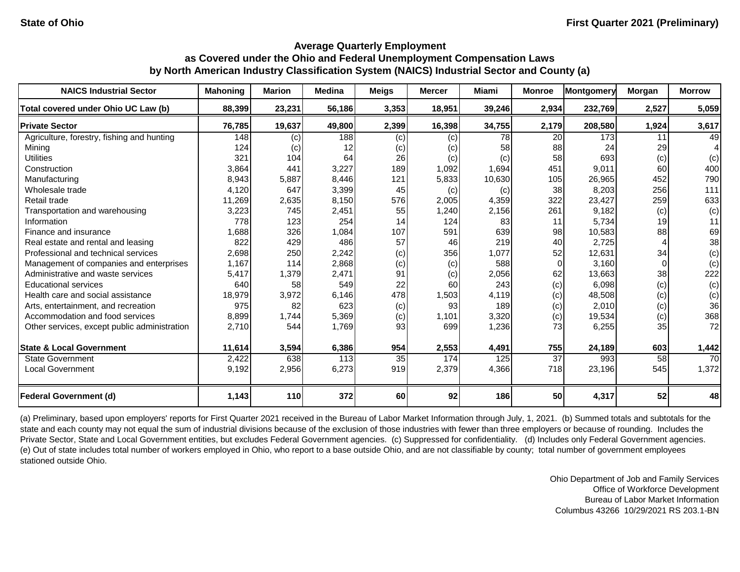**State of Ohio** | **First Quarter 2021 (Preliminary)**

## Average Quarterly Employment as Covered under the Ohio and Federal Unemployment Compensation Laws by North American Industry Classification System (NAICS) Industrial Sector and County (a)

| NAICS Industrial Sector | Mahoning | Marion | Medina | Meigs | Mercer | Miami | Monroe | Montgomery | Morgan | Morrow |
|---|---|---|---|---|---|---|---|---|---|---|
| **Total covered under Ohio UC Law (b)** | **88,399** | **23,231** | **56,186** | **3,353** | **18,951** | **39,246** | **2,934** | **232,769** | **2,527** | **5,059** |
| **Private Sector** | **76,785** | **19,637** | **49,800** | **2,399** | **16,398** | **34,755** | **2,179** | **208,580** | **1,924** | **3,617** |
| Agriculture, forestry, fishing and hunting | 148 | (c) | 188 | (c) | (c) | 78 | 20 | 173 | 11 | 49 |
| Mining | 124 | (c) | 12 | (c) | (c) | 58 | 88 | 24 | 29 | 4 |
| Utilities | 321 | 104 | 64 | 26 | (c) | (c) | 58 | 693 | (c) | (c) |
| Construction | 3,864 | 441 | 3,227 | 189 | 1,092 | 1,694 | 451 | 9,011 | 60 | 400 |
| Manufacturing | 8,943 | 5,887 | 8,446 | 121 | 5,833 | 10,630 | 105 | 26,965 | 452 | 790 |
| Wholesale trade | 4,120 | 647 | 3,399 | 45 | (c) | (c) | 38 | 8,203 | 256 | 111 |
| Retail trade | 11,269 | 2,635 | 8,150 | 576 | 2,005 | 4,359 | 322 | 23,427 | 259 | 633 |
| Transportation and warehousing | 3,223 | 745 | 2,451 | 55 | 1,240 | 2,156 | 261 | 9,182 | (c) | (c) |
| Information | 778 | 123 | 254 | 14 | 124 | 83 | 11 | 5,734 | 19 | 11 |
| Finance and insurance | 1,688 | 326 | 1,084 | 107 | 591 | 639 | 98 | 10,583 | 88 | 69 |
| Real estate and rental and leasing | 822 | 429 | 486 | 57 | 46 | 219 | 40 | 2,725 | 4 | 38 |
| Professional and technical services | 2,698 | 250 | 2,242 | (c) | 356 | 1,077 | 52 | 12,631 | 34 | (c) |
| Management of companies and enterprises | 1,167 | 114 | 2,868 | (c) | (c) | 588 | 0 | 3,160 | 0 | (c) |
| Administrative and waste services | 5,417 | 1,379 | 2,471 | 91 | (c) | 2,056 | 62 | 13,663 | 38 | 222 |
| Educational services | 640 | 58 | 549 | 22 | 60 | 243 | (c) | 6,098 | (c) | (c) |
| Health care and social assistance | 18,979 | 3,972 | 6,146 | 478 | 1,503 | 4,119 | (c) | 48,508 | (c) | (c) |
| Arts, entertainment, and recreation | 975 | 82 | 623 | (c) | 93 | 189 | (c) | 2,010 | (c) | 36 |
| Accommodation and food services | 8,899 | 1,744 | 5,369 | (c) | 1,101 | 3,320 | (c) | 19,534 | (c) | 368 |
| Other services, except public administration | 2,710 | 544 | 1,769 | 93 | 699 | 1,236 | 73 | 6,255 | 35 | 72 |
| **State & Local Government** | **11,614** | **3,594** | **6,386** | **954** | **2,553** | **4,491** | **755** | **24,189** | **603** | **1,442** |
| State Government | 2,422 | 638 | 113 | 35 | 174 | 125 | 37 | 993 | 58 | 70 |
| Local Government | 9,192 | 2,956 | 6,273 | 919 | 2,379 | 4,366 | 718 | 23,196 | 545 | 1,372 |
| **Federal Government (d)** | **1,143** | **110** | **372** | **60** | **92** | **186** | **50** | **4,317** | **52** | **48** |

(a) Preliminary, based upon employers' reports for First Quarter 2021 received in the Bureau of Labor Market Information through July, 1, 2021. (b) Summed totals and subtotals for the state and each county may not equal the sum of industrial divisions because of the exclusion of those industries with fewer than three employers or because of rounding. Includes the Private Sector, State and Local Government entities, but excludes Federal Government agencies. (c) Suppressed for confidentiality. (d) Includes only Federal Government agencies. (e) Out of state includes total number of workers employed in Ohio, who report to a base outside Ohio, and are not classifiable by county; total number of government employees stationed outside Ohio.

Ohio Department of Job and Family Services
Office of Workforce Development
Bureau of Labor Market Information
Columbus 43266 10/29/2021 RS 203.1-BN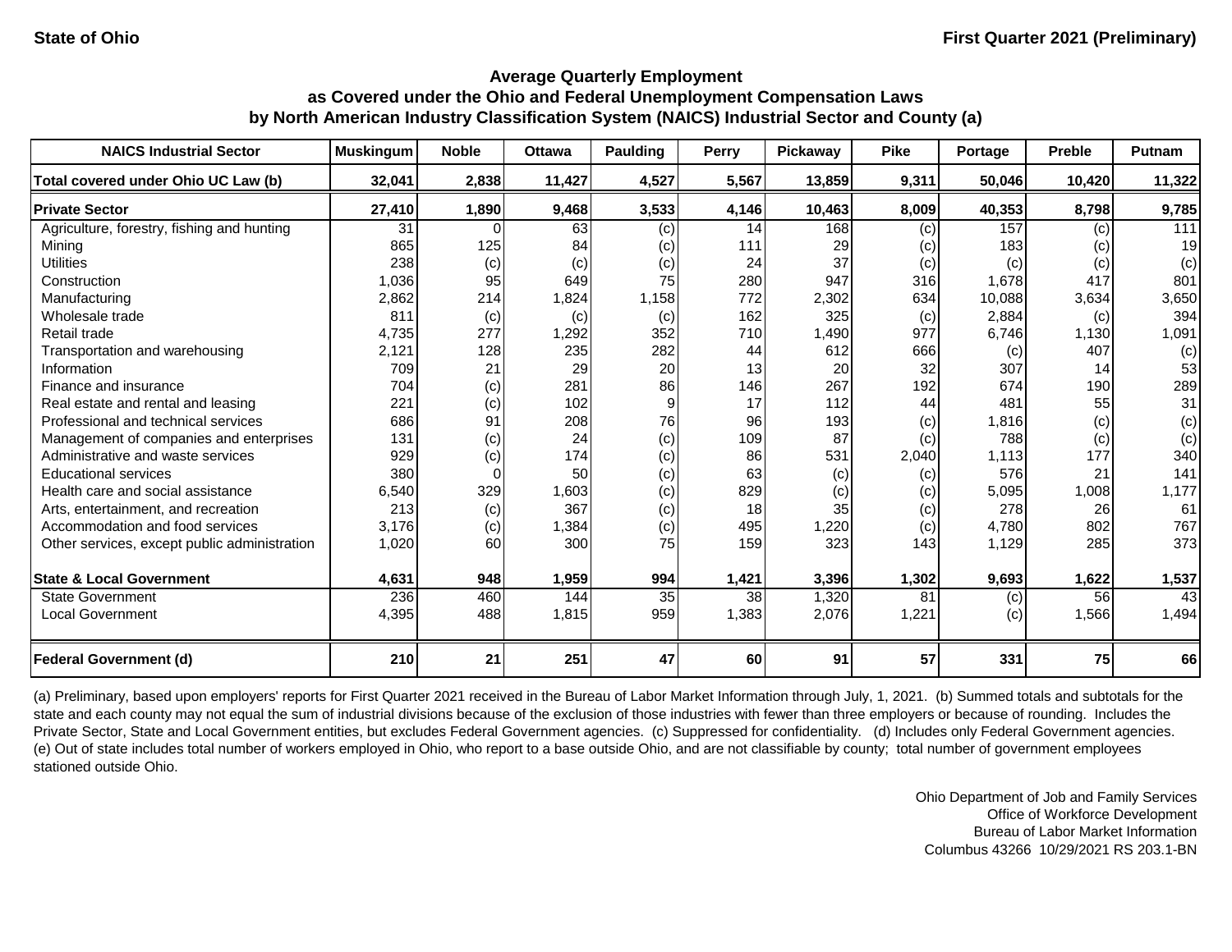**State of Ohio** | **First Quarter 2021 (Preliminary)**

## Average Quarterly Employment
## as Covered under the Ohio and Federal Unemployment Compensation Laws
## by North American Industry Classification System (NAICS) Industrial Sector and County (a)

| NAICS Industrial Sector | Muskingum | Noble | Ottawa | Paulding | Perry | Pickaway | Pike | Portage | Preble | Putnam |
|---|---|---|---|---|---|---|---|---|---|---|
| **Total covered under Ohio UC Law (b)** | **32,041** | **2,838** | **11,427** | **4,527** | **5,567** | **13,859** | **9,311** | **50,046** | **10,420** | **11,322** |
| **Private Sector** | **27,410** | **1,890** | **9,468** | **3,533** | **4,146** | **10,463** | **8,009** | **40,353** | **8,798** | **9,785** |
| Agriculture, forestry, fishing and hunting | 31 | 0 | 63 | (c) | 14 | 168 | (c) | 157 | (c) | 111 |
| Mining | 865 | 125 | 84 | (c) | 111 | 29 | (c) | 183 | (c) | 19 |
| Utilities | 238 | (c) | (c) | (c) | 24 | 37 | (c) | (c) | (c) | (c) |
| Construction | 1,036 | 95 | 649 | 75 | 280 | 947 | 316 | 1,678 | 417 | 801 |
| Manufacturing | 2,862 | 214 | 1,824 | 1,158 | 772 | 2,302 | 634 | 10,088 | 3,634 | 3,650 |
| Wholesale trade | 811 | (c) | (c) | (c) | 162 | 325 | (c) | 2,884 | (c) | 394 |
| Retail trade | 4,735 | 277 | 1,292 | 352 | 710 | 1,490 | 977 | 6,746 | 1,130 | 1,091 |
| Transportation and warehousing | 2,121 | 128 | 235 | 282 | 44 | 612 | 666 | (c) | 407 | (c) |
| Information | 709 | 21 | 29 | 20 | 13 | 20 | 32 | 307 | 14 | 53 |
| Finance and insurance | 704 | (c) | 281 | 86 | 146 | 267 | 192 | 674 | 190 | 289 |
| Real estate and rental and leasing | 221 | (c) | 102 | 9 | 17 | 112 | 44 | 481 | 55 | 31 |
| Professional and technical services | 686 | 91 | 208 | 76 | 96 | 193 | (c) | 1,816 | (c) | (c) |
| Management of companies and enterprises | 131 | (c) | 24 | (c) | 109 | 87 | (c) | 788 | (c) | (c) |
| Administrative and waste services | 929 | (c) | 174 | (c) | 86 | 531 | 2,040 | 1,113 | 177 | 340 |
| Educational services | 380 | 0 | 50 | (c) | 63 | (c) | (c) | 576 | 21 | 141 |
| Health care and social assistance | 6,540 | 329 | 1,603 | (c) | 829 | (c) | (c) | 5,095 | 1,008 | 1,177 |
| Arts, entertainment, and recreation | 213 | (c) | 367 | (c) | 18 | 35 | (c) | 278 | 26 | 61 |
| Accommodation and food services | 3,176 | (c) | 1,384 | (c) | 495 | 1,220 | (c) | 4,780 | 802 | 767 |
| Other services, except public administration | 1,020 | 60 | 300 | 75 | 159 | 323 | 143 | 1,129 | 285 | 373 |
| **State & Local Government** | **4,631** | **948** | **1,959** | **994** | **1,421** | **3,396** | **1,302** | **9,693** | **1,622** | **1,537** |
| State Government | 236 | 460 | 144 | 35 | 38 | 1,320 | 81 | (c) | 56 | 43 |
| Local Government | 4,395 | 488 | 1,815 | 959 | 1,383 | 2,076 | 1,221 | (c) | 1,566 | 1,494 |
| **Federal Government (d)** | **210** | **21** | **251** | **47** | **60** | **91** | **57** | **331** | **75** | **66** |

(a) Preliminary, based upon employers' reports for First Quarter 2021 received in the Bureau of Labor Market Information through July, 1, 2021. (b) Summed totals and subtotals for the state and each county may not equal the sum of industrial divisions because of the exclusion of those industries with fewer than three employers or because of rounding. Includes the Private Sector, State and Local Government entities, but excludes Federal Government agencies. (c) Suppressed for confidentiality. (d) Includes only Federal Government agencies. (e) Out of state includes total number of workers employed in Ohio, who report to a base outside Ohio, and are not classifiable by county; total number of government employees stationed outside Ohio.

Ohio Department of Job and Family Services
Office of Workforce Development
Bureau of Labor Market Information
Columbus 43266 10/29/2021 RS 203.1-BN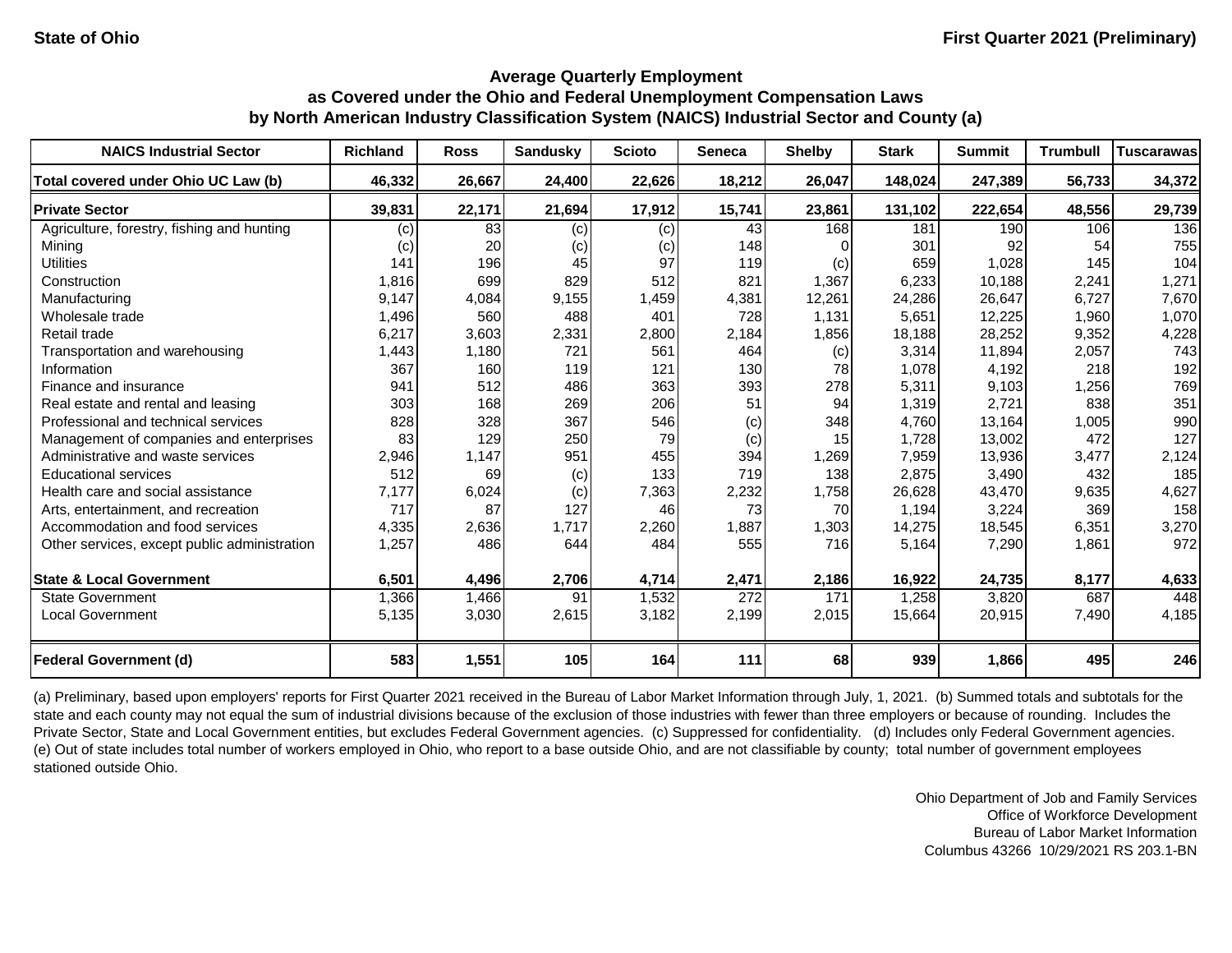State of Ohio — First Quarter 2021 (Preliminary)

## Average Quarterly Employment as Covered under the Ohio and Federal Unemployment Compensation Laws by North American Industry Classification System (NAICS) Industrial Sector and County (a)

| NAICS Industrial Sector | Richland | Ross | Sandusky | Scioto | Seneca | Shelby | Stark | Summit | Trumbull | Tuscarawas |
|---|---|---|---|---|---|---|---|---|---|---|
| **Total covered under Ohio UC Law (b)** | **46,332** | **26,667** | **24,400** | **22,626** | **18,212** | **26,047** | **148,024** | **247,389** | **56,733** | **34,372** |
| **Private Sector** | **39,831** | **22,171** | **21,694** | **17,912** | **15,741** | **23,861** | **131,102** | **222,654** | **48,556** | **29,739** |
| Agriculture, forestry, fishing and hunting | (c) | 83 | (c) | (c) | 43 | 168 | 181 | 190 | 106 | 136 |
| Mining | (c) | 20 | (c) | (c) | 148 | 0 | 301 | 92 | 54 | 755 |
| Utilities | 141 | 196 | 45 | 97 | 119 | (c) | 659 | 1,028 | 145 | 104 |
| Construction | 1,816 | 699 | 829 | 512 | 821 | 1,367 | 6,233 | 10,188 | 2,241 | 1,271 |
| Manufacturing | 9,147 | 4,084 | 9,155 | 1,459 | 4,381 | 12,261 | 24,286 | 26,647 | 6,727 | 7,670 |
| Wholesale trade | 1,496 | 560 | 488 | 401 | 728 | 1,131 | 5,651 | 12,225 | 1,960 | 1,070 |
| Retail trade | 6,217 | 3,603 | 2,331 | 2,800 | 2,184 | 1,856 | 18,188 | 28,252 | 9,352 | 4,228 |
| Transportation and warehousing | 1,443 | 1,180 | 721 | 561 | 464 | (c) | 3,314 | 11,894 | 2,057 | 743 |
| Information | 367 | 160 | 119 | 121 | 130 | 78 | 1,078 | 4,192 | 218 | 192 |
| Finance and insurance | 941 | 512 | 486 | 363 | 393 | 278 | 5,311 | 9,103 | 1,256 | 769 |
| Real estate and rental and leasing | 303 | 168 | 269 | 206 | 51 | 94 | 1,319 | 2,721 | 838 | 351 |
| Professional and technical services | 828 | 328 | 367 | 546 | (c) | 348 | 4,760 | 13,164 | 1,005 | 990 |
| Management of companies and enterprises | 83 | 129 | 250 | 79 | (c) | 15 | 1,728 | 13,002 | 472 | 127 |
| Administrative and waste services | 2,946 | 1,147 | 951 | 455 | 394 | 1,269 | 7,959 | 13,936 | 3,477 | 2,124 |
| Educational services | 512 | 69 | (c) | 133 | 719 | 138 | 2,875 | 3,490 | 432 | 185 |
| Health care and social assistance | 7,177 | 6,024 | (c) | 7,363 | 2,232 | 1,758 | 26,628 | 43,470 | 9,635 | 4,627 |
| Arts, entertainment, and recreation | 717 | 87 | 127 | 46 | 73 | 70 | 1,194 | 3,224 | 369 | 158 |
| Accommodation and food services | 4,335 | 2,636 | 1,717 | 2,260 | 1,887 | 1,303 | 14,275 | 18,545 | 6,351 | 3,270 |
| Other services, except public administration | 1,257 | 486 | 644 | 484 | 555 | 716 | 5,164 | 7,290 | 1,861 | 972 |
| **State & Local Government** | **6,501** | **4,496** | **2,706** | **4,714** | **2,471** | **2,186** | **16,922** | **24,735** | **8,177** | **4,633** |
| State Government | 1,366 | 1,466 | 91 | 1,532 | 272 | 171 | 1,258 | 3,820 | 687 | 448 |
| Local Government | 5,135 | 3,030 | 2,615 | 3,182 | 2,199 | 2,015 | 15,664 | 20,915 | 7,490 | 4,185 |
| **Federal Government (d)** | **583** | **1,551** | **105** | **164** | **111** | **68** | **939** | **1,866** | **495** | **246** |

(a) Preliminary, based upon employers' reports for First Quarter 2021 received in the Bureau of Labor Market Information through July, 1, 2021. (b) Summed totals and subtotals for the state and each county may not equal the sum of industrial divisions because of the exclusion of those industries with fewer than three employers or because of rounding. Includes the Private Sector, State and Local Government entities, but excludes Federal Government agencies. (c) Suppressed for confidentiality. (d) Includes only Federal Government agencies. (e) Out of state includes total number of workers employed in Ohio, who report to a base outside Ohio, and are not classifiable by county; total number of government employees stationed outside Ohio.

Ohio Department of Job and Family Services
Office of Workforce Development
Bureau of Labor Market Information
Columbus 43266 10/29/2021 RS 203.1-BN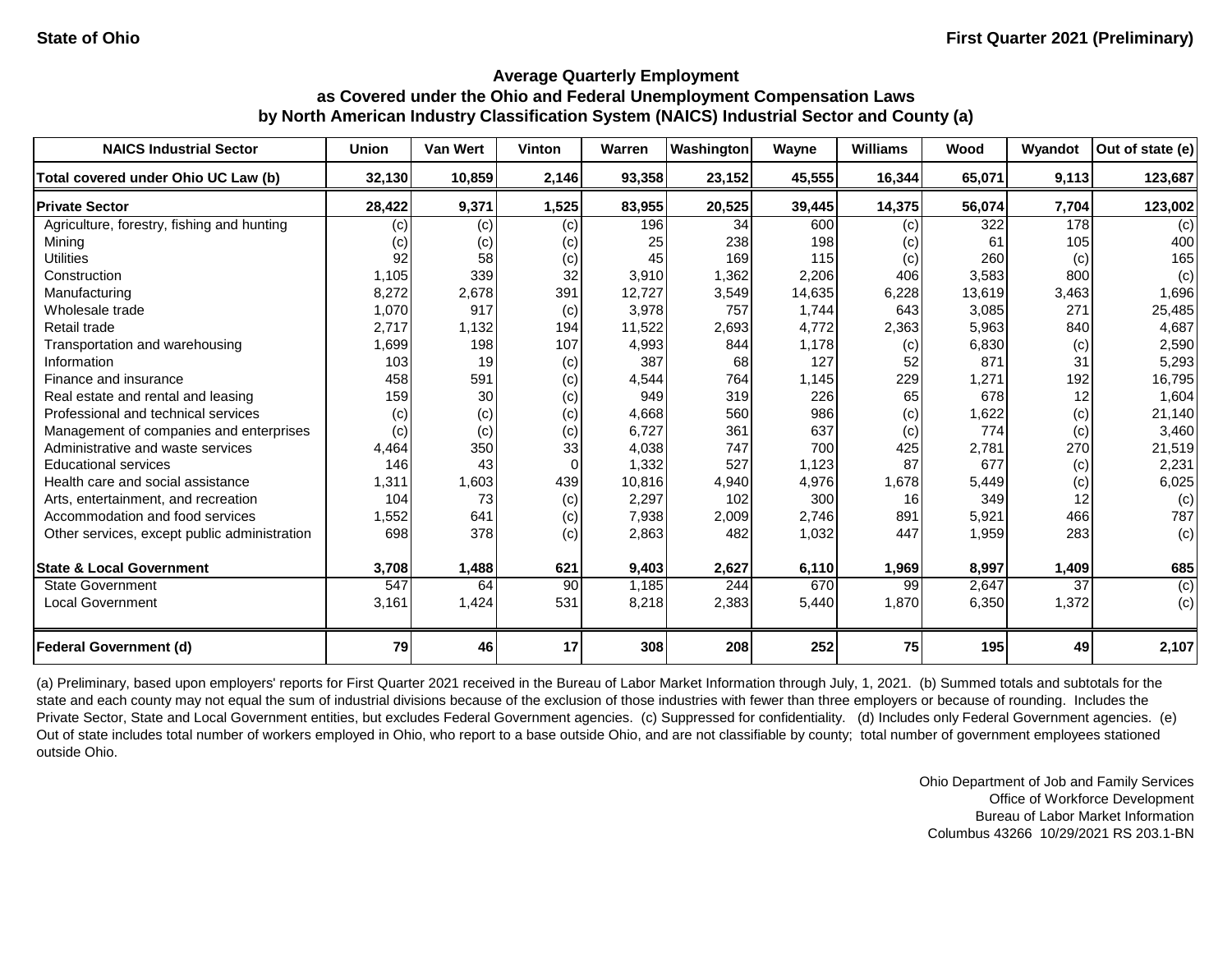State of Ohio

First Quarter 2021 (Preliminary)

## Average Quarterly Employment as Covered under the Ohio and Federal Unemployment Compensation Laws by North American Industry Classification System (NAICS) Industrial Sector and County (a)

| NAICS Industrial Sector | Union | Van Wert | Vinton | Warren | Washington | Wayne | Williams | Wood | Wyandot | Out of state (e) |
|---|---|---|---|---|---|---|---|---|---|---|
| **Total covered under Ohio UC Law (b)** | **32,130** | **10,859** | **2,146** | **93,358** | **23,152** | **45,555** | **16,344** | **65,071** | **9,113** | **123,687** |
| **Private Sector** | **28,422** | **9,371** | **1,525** | **83,955** | **20,525** | **39,445** | **14,375** | **56,074** | **7,704** | **123,002** |
| Agriculture, forestry, fishing and hunting | (c) | (c) | (c) | 196 | 34 | 600 | (c) | 322 | 178 | (c) |
| Mining | (c) | (c) | (c) | 25 | 238 | 198 | (c) | 61 | 105 | 400 |
| Utilities | 92 | 58 | (c) | 45 | 169 | 115 | (c) | 260 | (c) | 165 |
| Construction | 1,105 | 339 | 32 | 3,910 | 1,362 | 2,206 | 406 | 3,583 | 800 | (c) |
| Manufacturing | 8,272 | 2,678 | 391 | 12,727 | 3,549 | 14,635 | 6,228 | 13,619 | 3,463 | 1,696 |
| Wholesale trade | 1,070 | 917 | (c) | 3,978 | 757 | 1,744 | 643 | 3,085 | 271 | 25,485 |
| Retail trade | 2,717 | 1,132 | 194 | 11,522 | 2,693 | 4,772 | 2,363 | 5,963 | 840 | 4,687 |
| Transportation and warehousing | 1,699 | 198 | 107 | 4,993 | 844 | 1,178 | (c) | 6,830 | (c) | 2,590 |
| Information | 103 | 19 | (c) | 387 | 68 | 127 | 52 | 871 | 31 | 5,293 |
| Finance and insurance | 458 | 591 | (c) | 4,544 | 764 | 1,145 | 229 | 1,271 | 192 | 16,795 |
| Real estate and rental and leasing | 159 | 30 | (c) | 949 | 319 | 226 | 65 | 678 | 12 | 1,604 |
| Professional and technical services | (c) | (c) | (c) | 4,668 | 560 | 986 | (c) | 1,622 | (c) | 21,140 |
| Management of companies and enterprises | (c) | (c) | (c) | 6,727 | 361 | 637 | (c) | 774 | (c) | 3,460 |
| Administrative and waste services | 4,464 | 350 | 33 | 4,038 | 747 | 700 | 425 | 2,781 | 270 | 21,519 |
| Educational services | 146 | 43 | 0 | 1,332 | 527 | 1,123 | 87 | 677 | (c) | 2,231 |
| Health care and social assistance | 1,311 | 1,603 | 439 | 10,816 | 4,940 | 4,976 | 1,678 | 5,449 | (c) | 6,025 |
| Arts, entertainment, and recreation | 104 | 73 | (c) | 2,297 | 102 | 300 | 16 | 349 | 12 | (c) |
| Accommodation and food services | 1,552 | 641 | (c) | 7,938 | 2,009 | 2,746 | 891 | 5,921 | 466 | 787 |
| Other services, except public administration | 698 | 378 | (c) | 2,863 | 482 | 1,032 | 447 | 1,959 | 283 | (c) |
| **State & Local Government** | **3,708** | **1,488** | **621** | **9,403** | **2,627** | **6,110** | **1,969** | **8,997** | **1,409** | **685** |
| State Government | 547 | 64 | 90 | 1,185 | 244 | 670 | 99 | 2,647 | 37 | (c) |
| Local Government | 3,161 | 1,424 | 531 | 8,218 | 2,383 | 5,440 | 1,870 | 6,350 | 1,372 | (c) |
| **Federal Government (d)** | **79** | **46** | **17** | **308** | **208** | **252** | **75** | **195** | **49** | **2,107** |

(a) Preliminary, based upon employers' reports for First Quarter 2021 received in the Bureau of Labor Market Information through July, 1, 2021. (b) Summed totals and subtotals for the state and each county may not equal the sum of industrial divisions because of the exclusion of those industries with fewer than three employers or because of rounding. Includes the Private Sector, State and Local Government entities, but excludes Federal Government agencies. (c) Suppressed for confidentiality. (d) Includes only Federal Government agencies. (e) Out of state includes total number of workers employed in Ohio, who report to a base outside Ohio, and are not classifiable by county; total number of government employees stationed outside Ohio.

Ohio Department of Job and Family Services
Office of Workforce Development
Bureau of Labor Market Information
Columbus 43266 10/29/2021 RS 203.1-BN